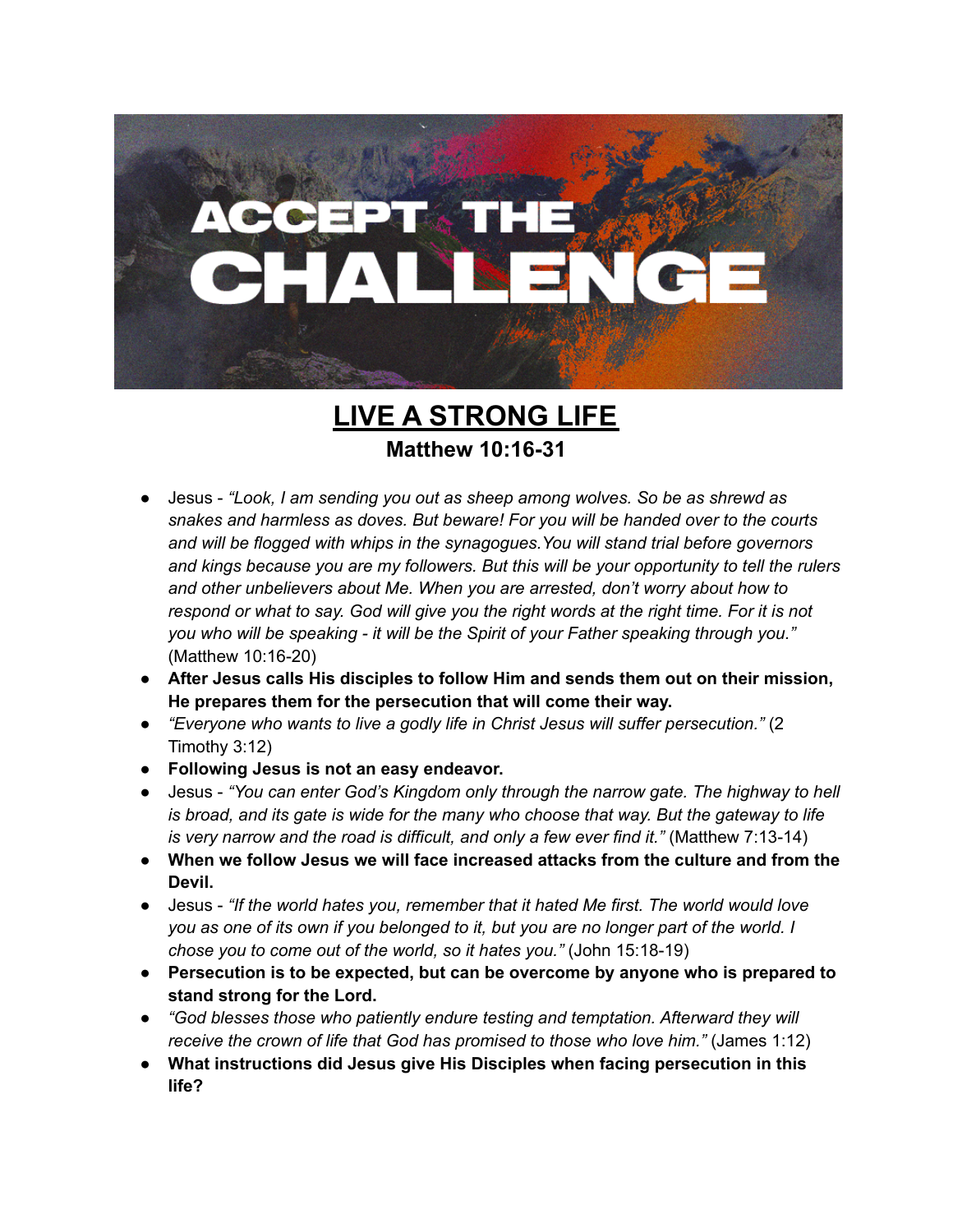ACCEPT THE CHALLENGE

# LIVE A STRONG LIFE

## Matthew 10:16-31

- Jesus - *"Look, I am sending you out as sheep among wolves. So be as shrewd as snakes and harmless as doves. But beware! For you will be handed over to the courts and will be flogged with whips in the synagogues.You will stand trial before governors and kings because you are my followers. But this will be your opportunity to tell the rulers and other unbelievers about Me. When you are arrested, don't worry about how to respond or what to say. God will give you the right words at the right time. For it is not you who will be speaking - it will be the Spirit of your Father speaking through you."* (Matthew 10:16-20)
- **After Jesus calls His disciples to follow Him and sends them out on their mission, He prepares them for the persecution that will come their way.**
- *"Everyone who wants to live a godly life in Christ Jesus will suffer persecution."* (2 Timothy 3:12)
- **Following Jesus is not an easy endeavor.**
- Jesus - *"You can enter God's Kingdom only through the narrow gate. The highway to hell is broad, and its gate is wide for the many who choose that way. But the gateway to life is very narrow and the road is difficult, and only a few ever find it."* (Matthew 7:13-14)
- **When we follow Jesus we will face increased attacks from the culture and from the Devil.**
- Jesus - *"If the world hates you, remember that it hated Me first. The world would love you as one of its own if you belonged to it, but you are no longer part of the world. I chose you to come out of the world, so it hates you."* (John 15:18-19)
- **Persecution is to be expected, but can be overcome by anyone who is prepared to stand strong for the Lord.**
- *"God blesses those who patiently endure testing and temptation. Afterward they will receive the crown of life that God has promised to those who love him."* (James 1:12)
- **What instructions did Jesus give His Disciples when facing persecution in this life?**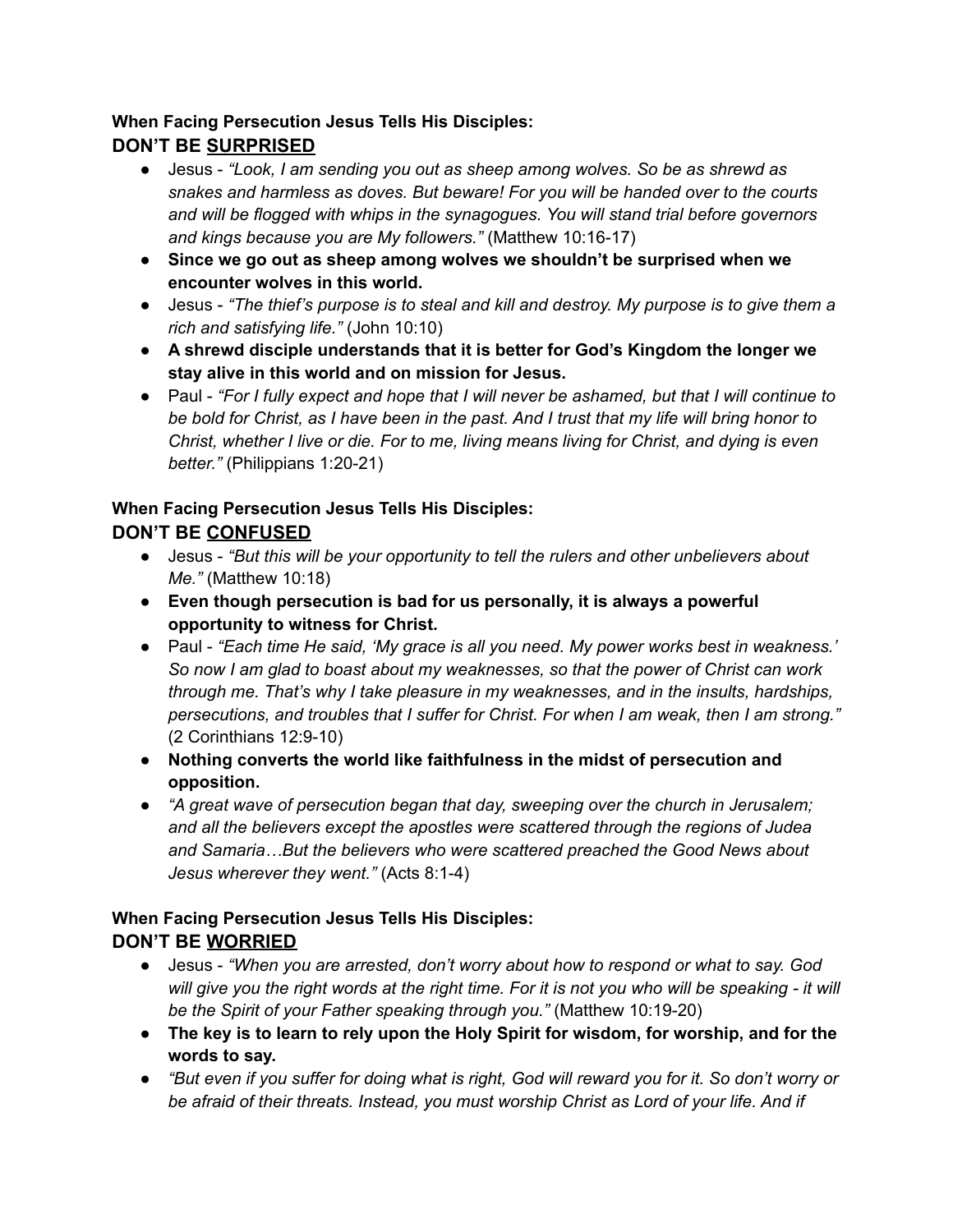**When Facing Persecution Jesus Tells His Disciples:**

## DON'T BE <u>SURPRISED</u>

- Jesus - *"Look, I am sending you out as sheep among wolves. So be as shrewd as snakes and harmless as doves. But beware! For you will be handed over to the courts and will be flogged with whips in the synagogues. You will stand trial before governors and kings because you are My followers."* (Matthew 10:16-17)
- **Since we go out as sheep among wolves we shouldn't be surprised when we encounter wolves in this world.**
- Jesus - *"The thief's purpose is to steal and kill and destroy. My purpose is to give them a rich and satisfying life."* (John 10:10)
- **A shrewd disciple understands that it is better for God's Kingdom the longer we stay alive in this world and on mission for Jesus.**
- Paul - *"For I fully expect and hope that I will never be ashamed, but that I will continue to be bold for Christ, as I have been in the past. And I trust that my life will bring honor to Christ, whether I live or die. For to me, living means living for Christ, and dying is even better."* (Philippians 1:20-21)

**When Facing Persecution Jesus Tells His Disciples:**

## DON'T BE <u>CONFUSED</u>

- Jesus - *"But this will be your opportunity to tell the rulers and other unbelievers about Me."* (Matthew 10:18)
- **Even though persecution is bad for us personally, it is always a powerful opportunity to witness for Christ.**
- Paul - *"Each time He said, 'My grace is all you need. My power works best in weakness.' So now I am glad to boast about my weaknesses, so that the power of Christ can work through me. That's why I take pleasure in my weaknesses, and in the insults, hardships, persecutions, and troubles that I suffer for Christ. For when I am weak, then I am strong."* (2 Corinthians 12:9-10)
- **Nothing converts the world like faithfulness in the midst of persecution and opposition.**
- *"A great wave of persecution began that day, sweeping over the church in Jerusalem; and all the believers except the apostles were scattered through the regions of Judea and Samaria…But the believers who were scattered preached the Good News about Jesus wherever they went."* (Acts 8:1-4)

**When Facing Persecution Jesus Tells His Disciples:**

## DON'T BE <u>WORRIED</u>

- Jesus - *"When you are arrested, don't worry about how to respond or what to say. God will give you the right words at the right time. For it is not you who will be speaking - it will be the Spirit of your Father speaking through you."* (Matthew 10:19-20)
- **The key is to learn to rely upon the Holy Spirit for wisdom, for worship, and for the words to say.**
- *"But even if you suffer for doing what is right, God will reward you for it. So don't worry or be afraid of their threats. Instead, you must worship Christ as Lord of your life. And if*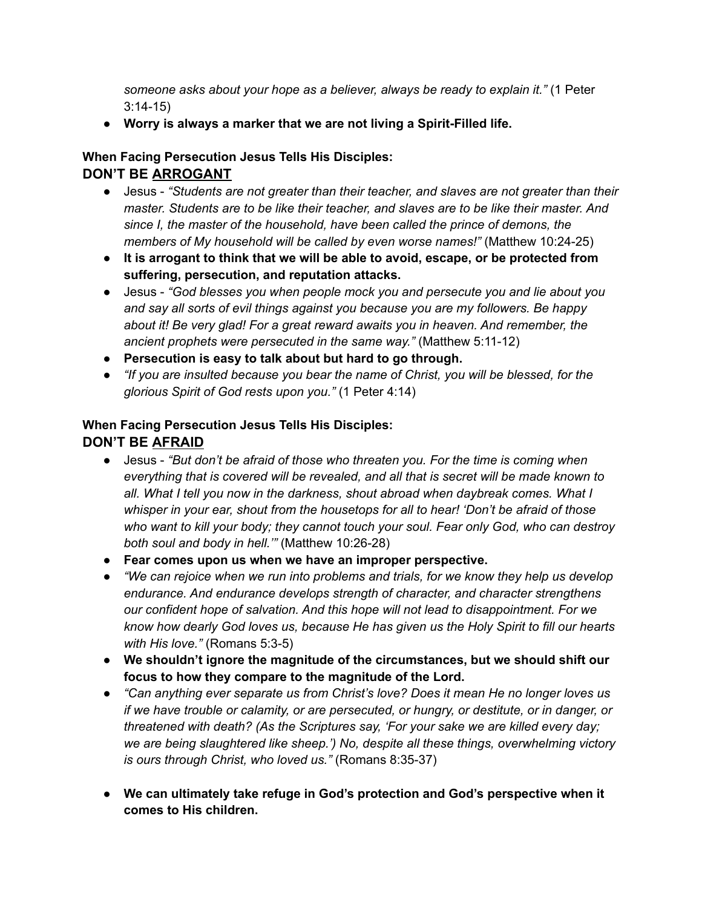*someone asks about your hope as a believer, always be ready to explain it."* (1 Peter 3:14-15)

- **Worry is always a marker that we are not living a Spirit-Filled life.**

**When Facing Persecution Jesus Tells His Disciples:**

## DON'T BE <u>ARROGANT</u>

- Jesus - *"Students are not greater than their teacher, and slaves are not greater than their master. Students are to be like their teacher, and slaves are to be like their master. And since I, the master of the household, have been called the prince of demons, the members of My household will be called by even worse names!"* (Matthew 10:24-25)
- **It is arrogant to think that we will be able to avoid, escape, or be protected from suffering, persecution, and reputation attacks.**
- Jesus - *"God blesses you when people mock you and persecute you and lie about you and say all sorts of evil things against you because you are my followers. Be happy about it! Be very glad! For a great reward awaits you in heaven. And remember, the ancient prophets were persecuted in the same way."* (Matthew 5:11-12)
- **Persecution is easy to talk about but hard to go through.**
- *"If you are insulted because you bear the name of Christ, you will be blessed, for the glorious Spirit of God rests upon you."* (1 Peter 4:14)

**When Facing Persecution Jesus Tells His Disciples:**

## DON'T BE <u>AFRAID</u>

- Jesus - *"But don't be afraid of those who threaten you. For the time is coming when everything that is covered will be revealed, and all that is secret will be made known to all. What I tell you now in the darkness, shout abroad when daybreak comes. What I whisper in your ear, shout from the housetops for all to hear! 'Don't be afraid of those who want to kill your body; they cannot touch your soul. Fear only God, who can destroy both soul and body in hell.'"* (Matthew 10:26-28)
- **Fear comes upon us when we have an improper perspective.**
- *"We can rejoice when we run into problems and trials, for we know they help us develop endurance. And endurance develops strength of character, and character strengthens our confident hope of salvation. And this hope will not lead to disappointment. For we know how dearly God loves us, because He has given us the Holy Spirit to fill our hearts with His love."* (Romans 5:3-5)
- **We shouldn't ignore the magnitude of the circumstances, but we should shift our focus to how they compare to the magnitude of the Lord.**
- *"Can anything ever separate us from Christ's love? Does it mean He no longer loves us if we have trouble or calamity, or are persecuted, or hungry, or destitute, or in danger, or threatened with death? (As the Scriptures say, 'For your sake we are killed every day; we are being slaughtered like sheep.') No, despite all these things, overwhelming victory is ours through Christ, who loved us."* (Romans 8:35-37)

- **We can ultimately take refuge in God's protection and God's perspective when it comes to His children.**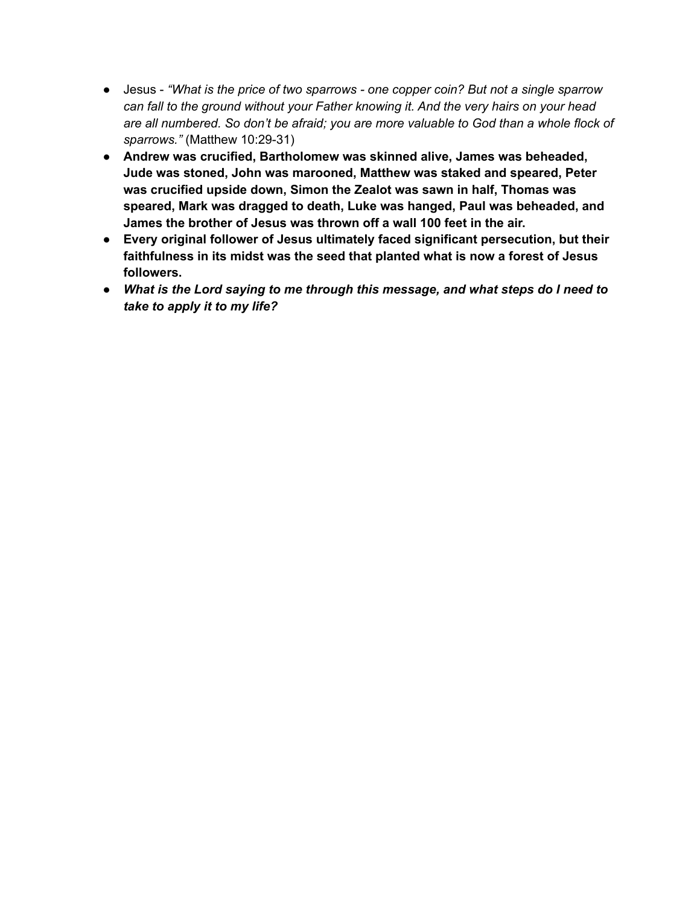- Jesus - *"What is the price of two sparrows - one copper coin? But not a single sparrow can fall to the ground without your Father knowing it. And the very hairs on your head are all numbered. So don't be afraid; you are more valuable to God than a whole flock of sparrows."* (Matthew 10:29-31)
- **Andrew was crucified, Bartholomew was skinned alive, James was beheaded, Jude was stoned, John was marooned, Matthew was staked and speared, Peter was crucified upside down, Simon the Zealot was sawn in half, Thomas was speared, Mark was dragged to death, Luke was hanged, Paul was beheaded, and James the brother of Jesus was thrown off a wall 100 feet in the air.**
- **Every original follower of Jesus ultimately faced significant persecution, but their faithfulness in its midst was the seed that planted what is now a forest of Jesus followers.**
- ***What is the Lord saying to me through this message, and what steps do I need to take to apply it to my life?***